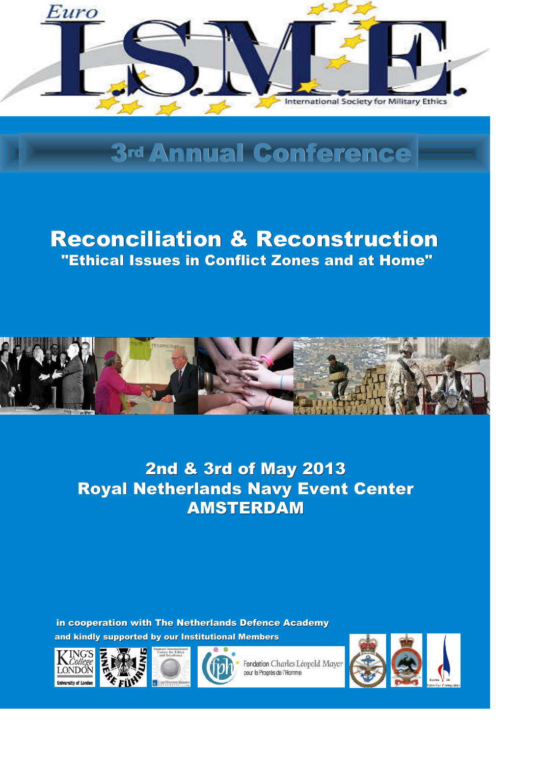Euro

# I.S.M.E.

International Society for Military Ethics

## 3rd Annual Conference

# Reconciliation & Reconstruction

## "Ethical Issues in Conflict Zones and at Home"

**2nd & 3rd of May 2013**
**Royal Netherlands Navy Event Center**
**AMSTERDAM**

**in cooperation with The Netherlands Defence Academy**
**and kindly supported by our Institutional Members**

King's College London, University of London

Innere Führung

Inamori International Center for Ethics and Excellence, Case Western Reserve University

Fondation Charles Léopold Mayer pour le Progrès de l'Homme

Écoles de Saint-Cyr Coëtquidan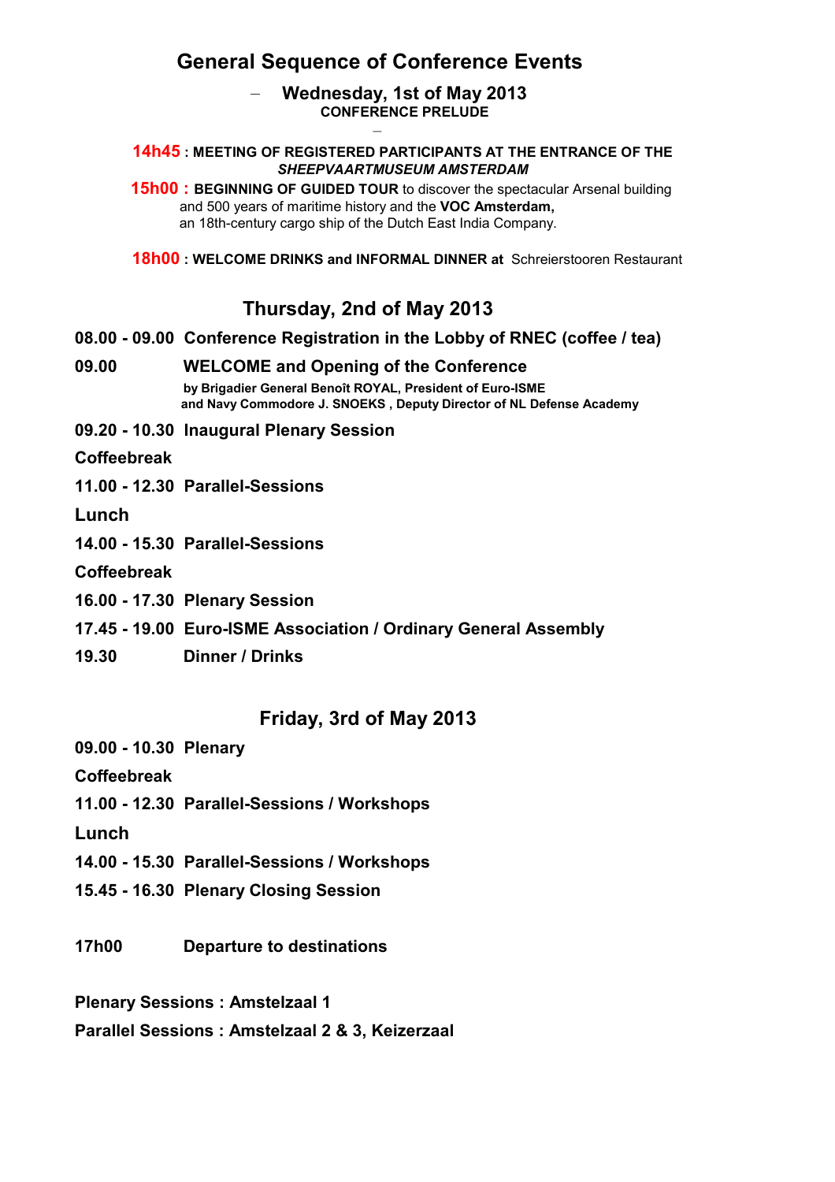# General Sequence of Conference Events

## – Wednesday, 1st of May 2013

**CONFERENCE PRELUDE**

–

**14h45 : MEETING OF REGISTERED PARTICIPANTS AT THE ENTRANCE OF THE** ***SHEEPVAARTMUSEUM AMSTERDAM***

**15h00 : BEGINNING OF GUIDED TOUR** to discover the spectacular Arsenal building and 500 years of maritime history and the **VOC Amsterdam,** an 18th-century cargo ship of the Dutch East India Company.

**18h00 : WELCOME DRINKS and INFORMAL DINNER at** Schreierstooren Restaurant

## Thursday, 2nd of May 2013

**08.00 - 09.00 Conference Registration in the Lobby of RNEC (coffee / tea)**

**09.00 WELCOME and Opening of the Conference**

**by Brigadier General Benoît ROYAL, President of Euro-ISME and Navy Commodore J. SNOEKS , Deputy Director of NL Defense Academy**

**09.20 - 10.30 Inaugural Plenary Session**

**Coffeebreak**

**11.00 - 12.30 Parallel-Sessions**

**Lunch**

**14.00 - 15.30 Parallel-Sessions**

**Coffeebreak**

**16.00 - 17.30 Plenary Session**

**17.45 - 19.00 Euro-ISME Association / Ordinary General Assembly**

**19.30 Dinner / Drinks**

## Friday, 3rd of May 2013

**09.00 - 10.30 Plenary**

**Coffeebreak**

**11.00 - 12.30 Parallel-Sessions / Workshops**

**Lunch**

**14.00 - 15.30 Parallel-Sessions / Workshops**

**15.45 - 16.30 Plenary Closing Session**

**17h00 Departure to destinations**

**Plenary Sessions : Amstelzaal 1**

**Parallel Sessions : Amstelzaal 2 & 3, Keizerzaal**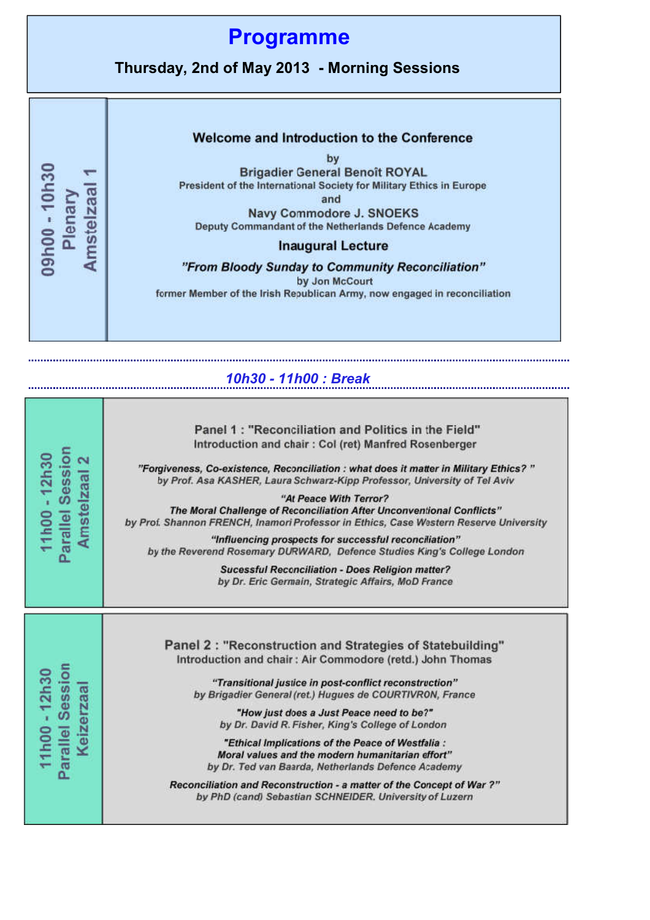# Programme

**Thursday, 2nd of May 2013 - Morning Sessions**

**09h00 - 10h30**
**Plenary**
**Amstelzaal 1**

### Welcome and Introduction to the Conference

by

**Brigadier General Benoît ROYAL**
President of the International Society for Military Ethics in Europe

and

**Navy Commodore J. SNOEKS**
Deputy Commandant of the Netherlands Defence Academy

### Inaugural Lecture

***"From Bloody Sunday to Community Reconciliation"***
by Jon McCourt
former Member of the Irish Republican Army, now engaged in reconciliation

---

*10h30 - 11h00 : Break*

---

**11h00 - 12h30**
**Parallel Session**
**Amstelzaal 2**

### Panel 1 : "Reconciliation and Politics in the Field"

Introduction and chair : Col (ret) Manfred Rosenberger

***"Forgiveness, Co-existence, Reconciliation : what does it matter in Military Ethics? "***
*by Prof. Asa KASHER, Laura Schwarz-Kipp Professor, University of Tel Aviv*

***"At Peace With Terror?***
***The Moral Challenge of Reconciliation After Unconventional Conflicts"***
*by Prof. Shannon FRENCH, Inamori Professor in Ethics, Case Western Reserve University*

***"Influencing prospects for successful reconciliation"***
*by the Reverend Rosemary DURWARD, Defence Studies King's College London*

***Sucessful Reconciliation - Does Religion matter?***
*by Dr. Eric Germain, Strategic Affairs, MoD France*

---

**11h00 - 12h30**
**Parallel Session**
**Keizerzaal**

### Panel 2 : "Reconstruction and Strategies of Statebuilding"

Introduction and chair : Air Commodore (retd.) John Thomas

***"Transitional justice in post-conflict reconstruction"***
*by Brigadier General (ret.) Hugues de COURTIVRON, France*

***"How just does a Just Peace need to be?"***
*by Dr. David R. Fisher, King's College of London*

***"Ethical Implications of the Peace of Westfalia :***
***Moral values and the modern humanitarian effort"***
*by Dr. Ted van Baarda, Netherlands Defence Academy*

***Reconciliation and Reconstruction - a matter of the Concept of War ?"***
*by PhD (cand) Sebastian SCHNEIDER. University of Luzern*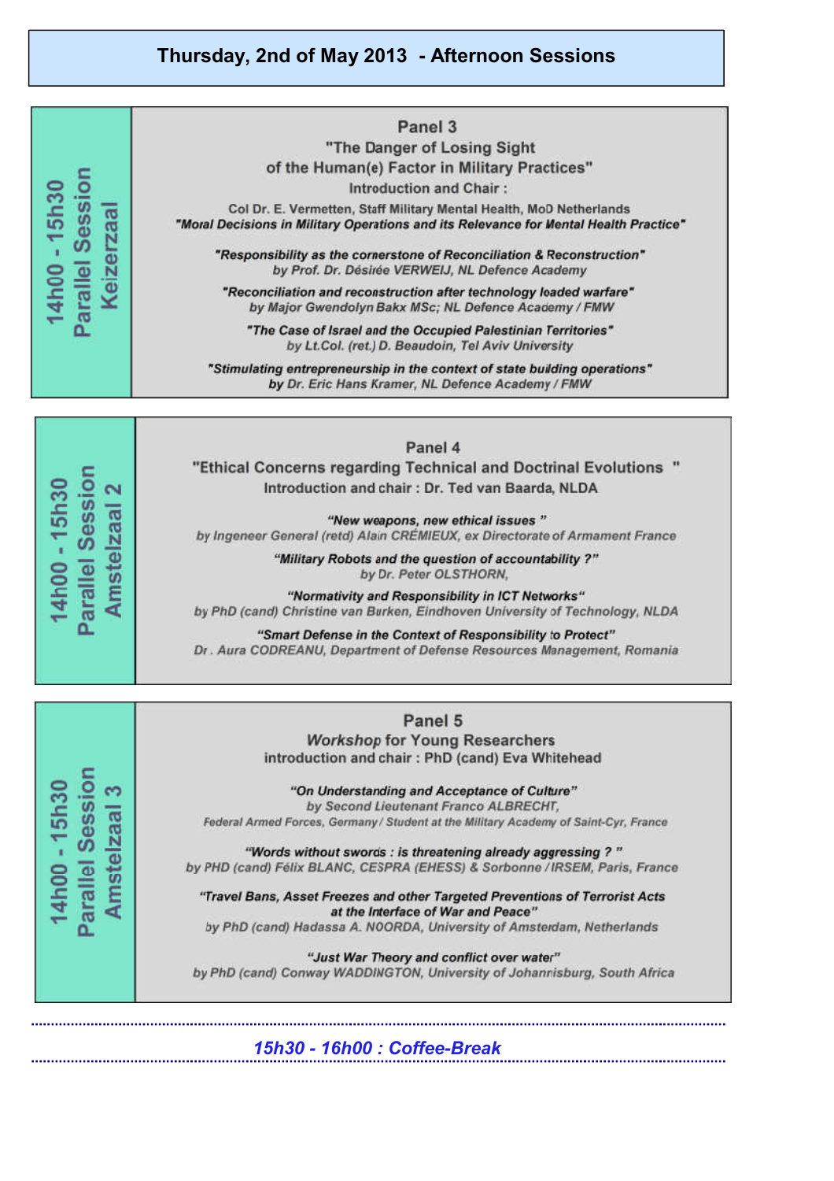## Thursday, 2nd of May 2013 - Afternoon Sessions

### 14h00 - 15h30 Parallel Session Keizerzaal

**Panel 3**

**"The Danger of Losing Sight of the Human(e) Factor in Military Practices"**

Introduction and Chair :

Col Dr. E. Vermetten, Staff Military Mental Health, MoD Netherlands

*"Moral Decisions in Military Operations and its Relevance for Mental Health Practice"*

*"Responsibility as the cornerstone of Reconciliation & Reconstruction"*
*by Prof. Dr. Désirée VERWEIJ, NL Defence Academy*

*"Reconciliation and reconstruction after technology loaded warfare"*
*by Major Gwendolyn Bakx MSc; NL Defence Academy / FMW*

*"The Case of Israel and the Occupied Palestinian Territories"*
*by Lt.Col. (ret.) D. Beaudoin, Tel Aviv University*

*"Stimulating entrepreneurship in the context of state building operations"*
*by Dr. Eric Hans Kramer, NL Defence Academy / FMW*

### 14h00 - 15h30 Parallel Session Amstelzaal 2

**Panel 4**

**"Ethical Concerns regarding Technical and Doctrinal Evolutions "**

Introduction and chair : Dr. Ted van Baarda, NLDA

*"New weapons, new ethical issues "*
*by Ingeneer General (retd) Alain CRÉMIEUX, ex Directorate of Armament France*

*"Military Robots and the question of accountability ?"*
*by Dr. Peter OLSTHORN,*

*"Normativity and Responsibility in ICT Networks"*
*by PhD (cand) Christine van Burken, Eindhoven University of Technology, NLDA*

*"Smart Defense in the Context of Responsibility to Protect"*
*Dr . Aura CODREANU, Department of Defense Resources Management, Romania*

### 14h00 - 15h30 Parallel Session Amstelzaal 3

**Panel 5**

***Workshop* for Young Researchers**

introduction and chair : PhD (cand) Eva Whitehead

*"On Understanding and Acceptance of Culture"*
*by Second Lieutenant Franco ALBRECHT,*
*Federal Armed Forces, Germany / Student at the Military Academy of Saint-Cyr, France*

*"Words without swords : is threatening already aggressing ? "*
*by PHD (cand) Félix BLANC, CESPRA (EHESS) & Sorbonne / IRSEM, Paris, France*

*"Travel Bans, Asset Freezes and other Targeted Preventions of Terrorist Acts at the Interface of War and Peace"*
*by PhD (cand) Hadassa A. NOORDA, University of Amsterdam, Netherlands*

*"Just War Theory and conflict over water"*
*by PhD (cand) Conway WADDINGTON, University of Johannisburg, South Africa*

---

*15h30 - 16h00 : Coffee-Break*

---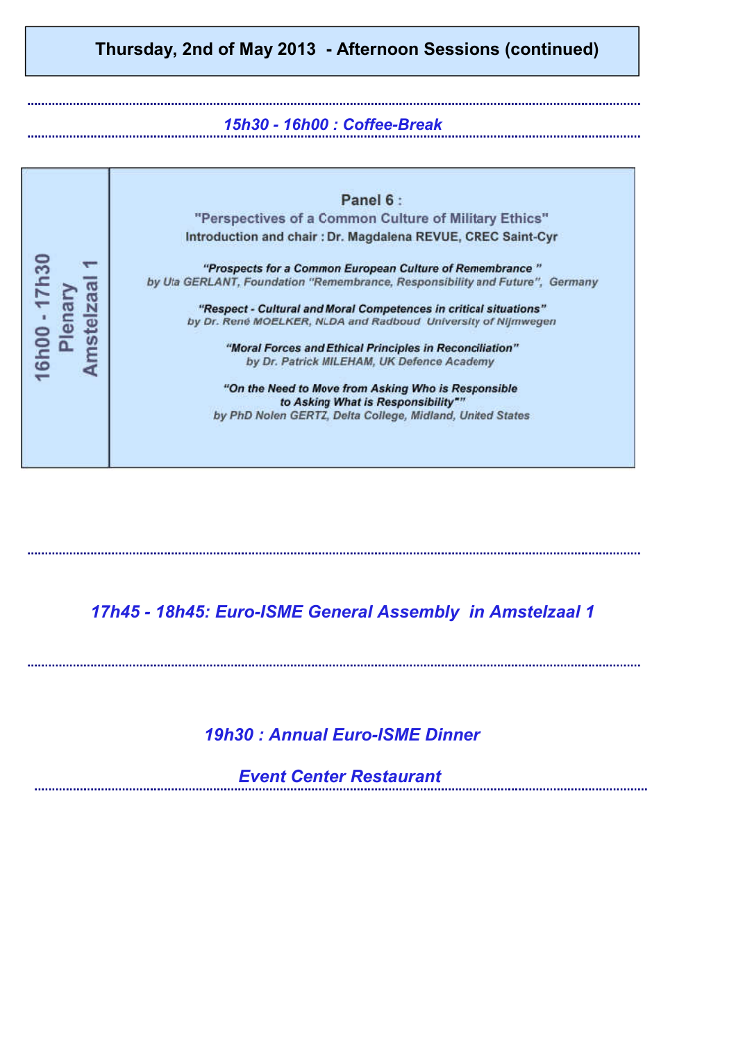## Thursday, 2nd of May 2013 - Afternoon Sessions (continued)

*15h30 - 16h00 : Coffee-Break*

**16h00 - 17h30**
**Plenary**
**Amstelzaal 1**

**Panel 6 :**
**"Perspectives of a Common Culture of Military Ethics"**
**Introduction and chair : Dr. Magdalena REVUE, CREC Saint-Cyr**

***"Prospects for a Common European Culture of Remembrance "***
*by Uta GERLANT, Foundation "Remembrance, Responsibility and Future", Germany*

***"Respect - Cultural and Moral Competences in critical situations"***
*by Dr. René MOELKER, NLDA and Radboud University of Nijmwegen*

***"Moral Forces and Ethical Principles in Reconciliation"***
*by Dr. Patrick MILEHAM, UK Defence Academy*

***"On the Need to Move from Asking Who is Responsible to Asking What is Responsibility""***
*by PhD Nolen GERTZ, Delta College, Midland, United States*

*17h45 - 18h45: Euro-ISME General Assembly in Amstelzaal 1*

*19h30 : Annual Euro-ISME Dinner*

*Event Center Restaurant*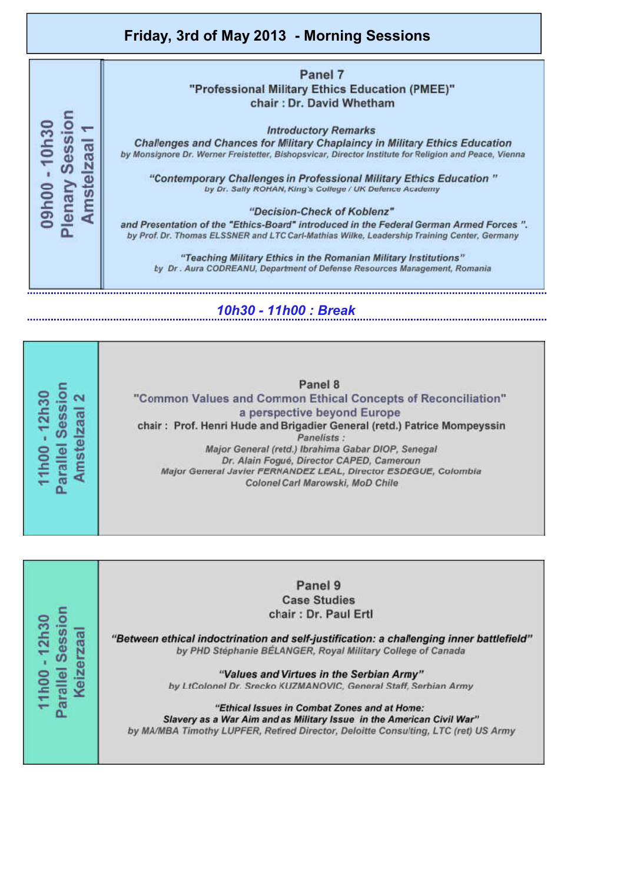## Friday, 3rd of May 2013 - Morning Sessions

**09h00 - 10h30**
**Plenary Session**
**Amstelzaal 1**

### Panel 7
**"Professional Military Ethics Education (PMEE)"**
**chair : Dr. David Whetham**

*Introductory Remarks*
*Challenges and Chances for Military Chaplaincy in Military Ethics Education*
*by Monsignore Dr. Werner Freistetter, Bishopsvicar, Director Institute for Religion and Peace, Vienna*

*"Contemporary Challenges in Professional Military Ethics Education "*
*by Dr. Sally ROHAN, King's College / UK Defence Academy*

*"Decision-Check of Koblenz"*
*and Presentation of the "Ethics-Board" introduced in the Federal German Armed Forces ".*
*by Prof. Dr. Thomas ELSSNER and LTC Carl-Mathias Wilke, Leadership Training Center, Germany*

*"Teaching Military Ethics in the Romanian Military Institutions"*
*by Dr . Aura CODREANU, Department of Defense Resources Management, Romania*

*10h30 - 11h00 : Break*

**11h00 - 12h30**
**Parallel Session**
**Amstelzaal 2**

### Panel 8
**"Common Values and Common Ethical Concepts of Reconciliation"**
**a perspective beyond Europe**
**chair : Prof. Henri Hude and Brigadier General (retd.) Patrice Mompeyssin**

*Panelists :*
*Major General (retd.) Ibrahima Gabar DIOP, Senegal*
*Dr. Alain Fogué, Director CAPED, Cameroun*
*Major General Javier FERNANDEZ LEAL, Director ESDEGUE, Colombia*
*Colonel Carl Marowski, MoD Chile*

**11h00 - 12h30**
**Parallel Session**
**Keizerzaal**

### Panel 9
**Case Studies**
**chair : Dr. Paul Ertl**

*"Between ethical indoctrination and self-justification: a challenging inner battlefield"*
*by PHD Stéphanie BÉLANGER, Royal Military College of Canada*

*"Values and Virtues in the Serbian Army"*
*by LtColonel Dr. Srecko KUZMANOVIC, General Staff, Serbian Army*

*"Ethical Issues in Combat Zones and at Home:*
*Slavery as a War Aim and as Military Issue in the American Civil War"*
*by MA/MBA Timothy LUPFER, Retired Director, Deloitte Consulting, LTC (ret) US Army*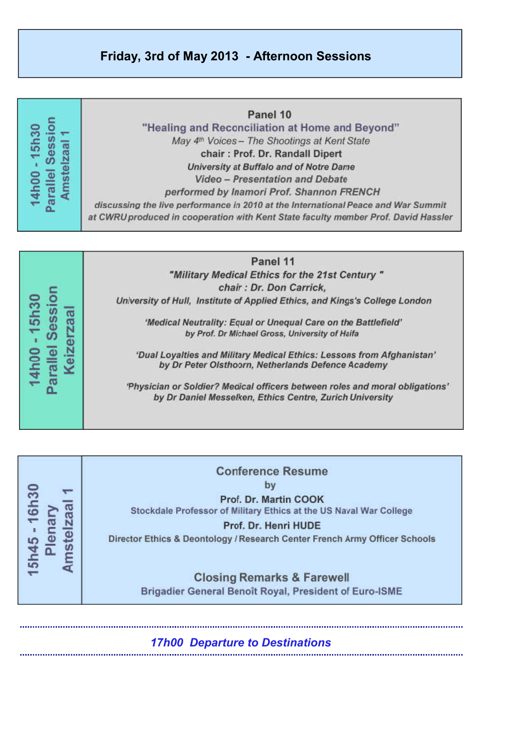## Friday, 3rd of May 2013 - Afternoon Sessions

**14h00 - 15h30**
**Parallel Session**
**Amstelzaal 1**

**Panel 10**
**"Healing and Reconciliation at Home and Beyond"**
*May 4th Voices – The Shootings at Kent State*
**chair : Prof. Dr. Randall Dipert**
***University at Buffalo and of Notre Dame***
***Video – Presentation and Debate***
***performed by Inamori Prof. Shannon FRENCH***
***discussing the live performance in 2010 at the International Peace and War Summit at CWRU produced in cooperation with Kent State faculty member Prof. David Hassler***

**14h00 - 15h30**
**Parallel Session**
**Keizerzaal**

**Panel 11**
***"Military Medical Ethics for the 21st Century "***
***chair : Dr. Don Carrick,***
***University of Hull, Institute of Applied Ethics, and Kings's College London***

***'Medical Neutrality: Equal or Unequal Care on the Battlefield'***
***by Prof. Dr Michael Gross, University of Haifa***

***'Dual Loyalties and Military Medical Ethics: Lessons from Afghanistan'***
***by Dr Peter Olsthoorn, Netherlands Defence Academy***

***'Physician or Soldier? Medical officers between roles and moral obligations'***
***by Dr Daniel Messelken, Ethics Centre, Zurich University***

**15h45 - 16h30**
**Plenary**
**Amstelzaal 1**

**Conference Resume**
**by**
**Prof. Dr. Martin COOK**
**Stockdale Professor of Military Ethics at the US Naval War College**
**Prof. Dr. Henri HUDE**
**Director Ethics & Deontology / Research Center French Army Officer Schools**

**Closing Remarks & Farewell**
**Brigadier General Benoît Royal, President of Euro-ISME**

***17h00 Departure to Destinations***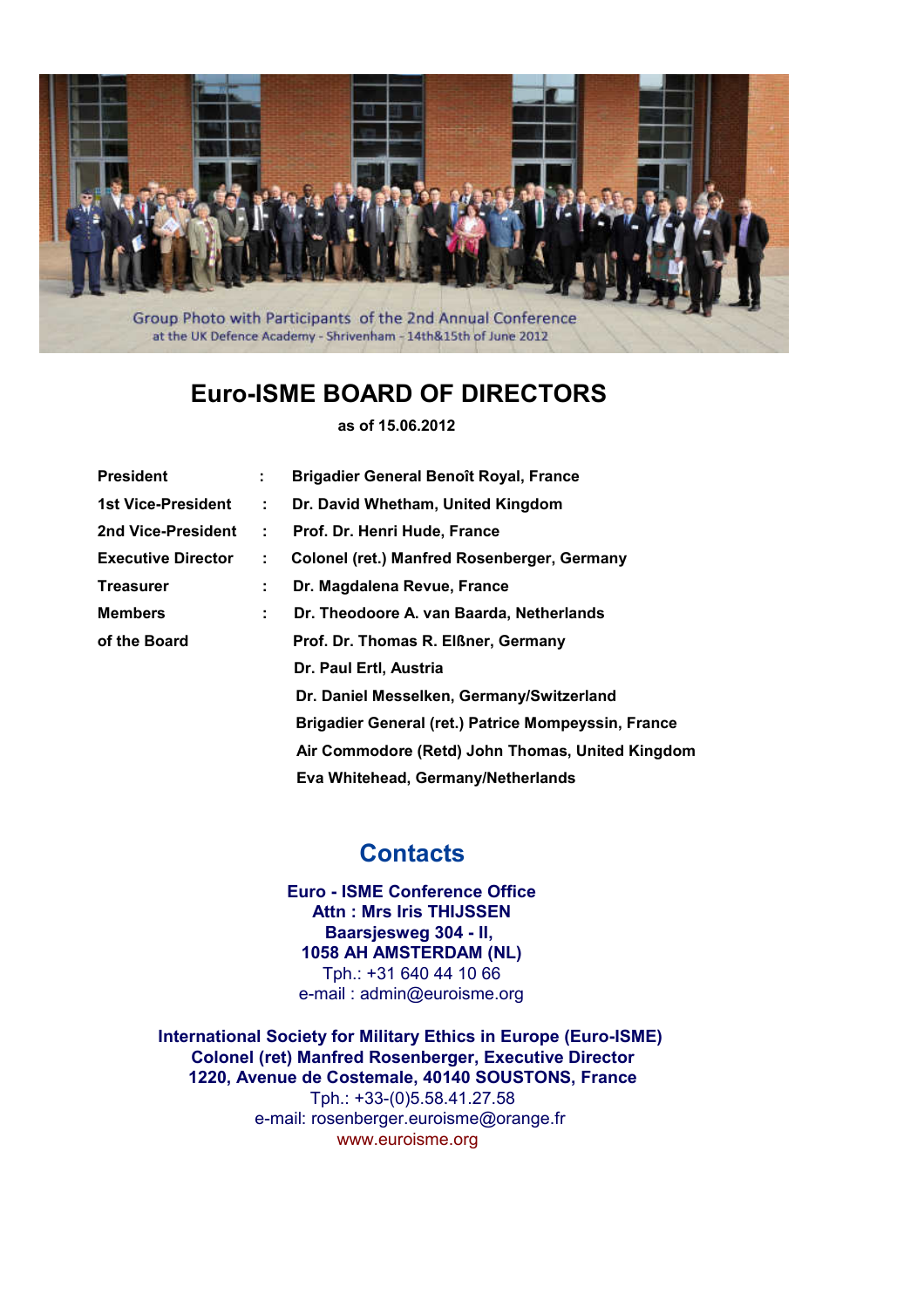Group Photo with Participants of the 2nd Annual Conference
at the UK Defence Academy - Shrivenham - 14th&15th of June 2012

# Euro-ISME BOARD OF DIRECTORS

**as of 15.06.2012**

| | | |
|---|---|---|
| **President** | : | **Brigadier General Benoît Royal, France** |
| **1st Vice-President** | : | **Dr. David Whetham, United Kingdom** |
| **2nd Vice-President** | : | **Prof. Dr. Henri Hude, France** |
| **Executive Director** | : | **Colonel (ret.) Manfred Rosenberger, Germany** |
| **Treasurer** | : | **Dr. Magdalena Revue, France** |
| **Members of the Board** | : | **Dr. Theodoore A. van Baarda, Netherlands** |
| | | **Prof. Dr. Thomas R. Elßner, Germany** |
| | | **Dr. Paul Ertl, Austria** |
| | | **Dr. Daniel Messelken, Germany/Switzerland** |
| | | **Brigadier General (ret.) Patrice Mompeyssin, France** |
| | | **Air Commodore (Retd) John Thomas, United Kingdom** |
| | | **Eva Whitehead, Germany/Netherlands** |

## Contacts

**Euro - ISME Conference Office**
**Attn : Mrs Iris THIJSSEN**
**Baarsjesweg 304 - II,**
**1058 AH AMSTERDAM (NL)**
Tph.: +31 640 44 10 66
e-mail : admin@euroisme.org

**International Society for Military Ethics in Europe (Euro-ISME)**
**Colonel (ret) Manfred Rosenberger, Executive Director**
**1220, Avenue de Costemale, 40140 SOUSTONS, France**
Tph.: +33-(0)5.58.41.27.58
e-mail: rosenberger.euroisme@orange.fr
www.euroisme.org